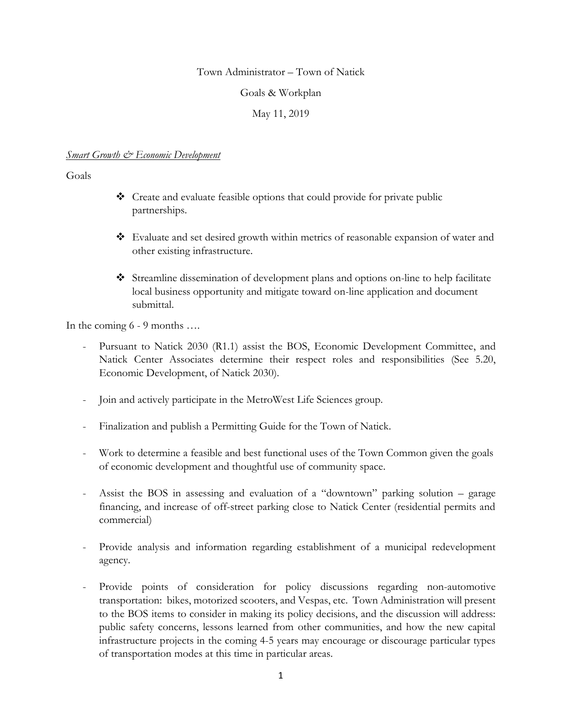Town Administrator – Town of Natick

Goals & Workplan

May 11, 2019

*Smart Growth & Economic Development*

Goals

- ❖ Create and evaluate feasible options that could provide for private public partnerships.
- ❖ Evaluate and set desired growth within metrics of reasonable expansion of water and other existing infrastructure.
- ❖ Streamline dissemination of development plans and options on-line to help facilitate local business opportunity and mitigate toward on-line application and document submittal.

In the coming 6 - 9 months ….

- Pursuant to Natick 2030 (R1.1) assist the BOS, Economic Development Committee, and Natick Center Associates determine their respect roles and responsibilities (See 5.20, Economic Development, of Natick 2030).
- Join and actively participate in the MetroWest Life Sciences group.
- Finalization and publish a Permitting Guide for the Town of Natick.
- Work to determine a feasible and best functional uses of the Town Common given the goals of economic development and thoughtful use of community space.
- Assist the BOS in assessing and evaluation of a "downtown" parking solution – garage financing, and increase of off-street parking close to Natick Center (residential permits and commercial)
- Provide analysis and information regarding establishment of a municipal redevelopment agency.
- Provide points of consideration for policy discussions regarding non-automotive transportation: bikes, motorized scooters, and Vespas, etc. Town Administration will present to the BOS items to consider in making its policy decisions, and the discussion will address: public safety concerns, lessons learned from other communities, and how the new capital infrastructure projects in the coming 4-5 years may encourage or discourage particular types of transportation modes at this time in particular areas.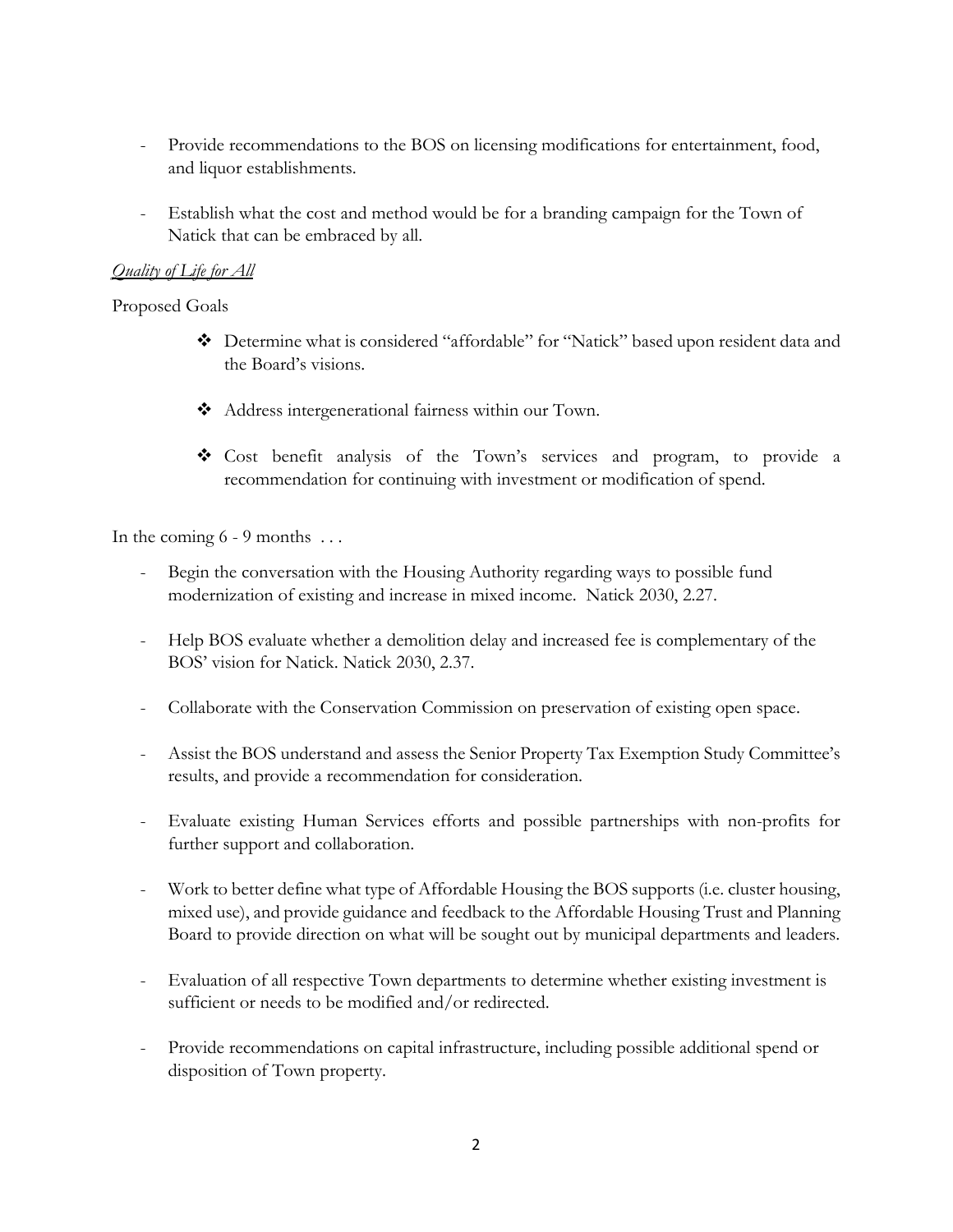- Provide recommendations to the BOS on licensing modifications for entertainment, food, and liquor establishments.

- Establish what the cost and method would be for a branding campaign for the Town of Natick that can be embraced by all.

*<u>Quality of Life for All</u>*

Proposed Goals

- ❖ Determine what is considered "affordable" for "Natick" based upon resident data and the Board's visions.

- ❖ Address intergenerational fairness within our Town.

- ❖ Cost benefit analysis of the Town's services and program, to provide a recommendation for continuing with investment or modification of spend.

In the coming 6 - 9 months . . .

- Begin the conversation with the Housing Authority regarding ways to possible fund modernization of existing and increase in mixed income. Natick 2030, 2.27.

- Help BOS evaluate whether a demolition delay and increased fee is complementary of the BOS' vision for Natick. Natick 2030, 2.37.

- Collaborate with the Conservation Commission on preservation of existing open space.

- Assist the BOS understand and assess the Senior Property Tax Exemption Study Committee's results, and provide a recommendation for consideration.

- Evaluate existing Human Services efforts and possible partnerships with non-profits for further support and collaboration.

- Work to better define what type of Affordable Housing the BOS supports (i.e. cluster housing, mixed use), and provide guidance and feedback to the Affordable Housing Trust and Planning Board to provide direction on what will be sought out by municipal departments and leaders.

- Evaluation of all respective Town departments to determine whether existing investment is sufficient or needs to be modified and/or redirected.

- Provide recommendations on capital infrastructure, including possible additional spend or disposition of Town property.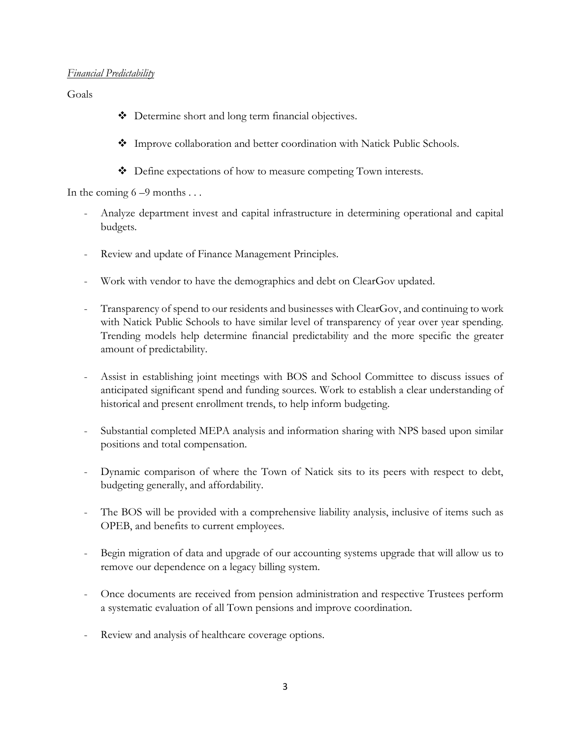*Financial Predictability*

Goals

- ❖ Determine short and long term financial objectives.
- ❖ Improve collaboration and better coordination with Natick Public Schools.
- ❖ Define expectations of how to measure competing Town interests.

In the coming 6 –9 months . . .

- Analyze department invest and capital infrastructure in determining operational and capital budgets.
- Review and update of Finance Management Principles.
- Work with vendor to have the demographics and debt on ClearGov updated.
- Transparency of spend to our residents and businesses with ClearGov, and continuing to work with Natick Public Schools to have similar level of transparency of year over year spending. Trending models help determine financial predictability and the more specific the greater amount of predictability.
- Assist in establishing joint meetings with BOS and School Committee to discuss issues of anticipated significant spend and funding sources. Work to establish a clear understanding of historical and present enrollment trends, to help inform budgeting.
- Substantial completed MEPA analysis and information sharing with NPS based upon similar positions and total compensation.
- Dynamic comparison of where the Town of Natick sits to its peers with respect to debt, budgeting generally, and affordability.
- The BOS will be provided with a comprehensive liability analysis, inclusive of items such as OPEB, and benefits to current employees.
- Begin migration of data and upgrade of our accounting systems upgrade that will allow us to remove our dependence on a legacy billing system.
- Once documents are received from pension administration and respective Trustees perform a systematic evaluation of all Town pensions and improve coordination.
- Review and analysis of healthcare coverage options.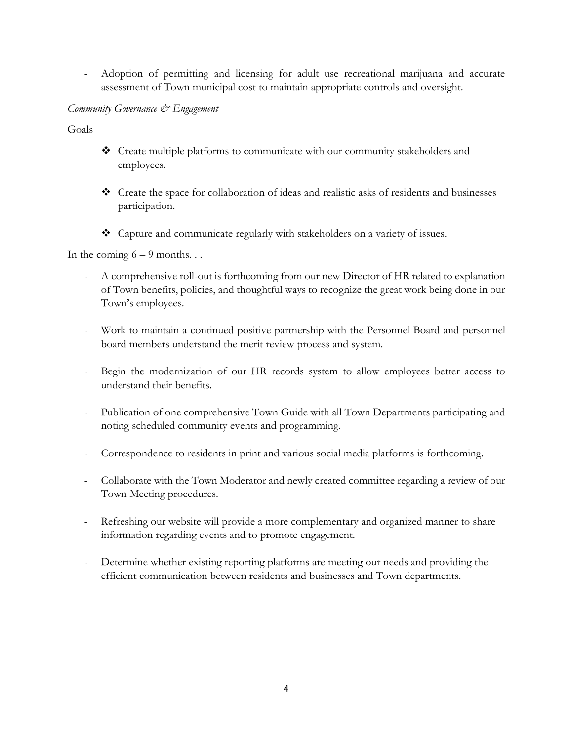- Adoption of permitting and licensing for adult use recreational marijuana and accurate assessment of Town municipal cost to maintain appropriate controls and oversight.

*Community Governance & Engagement*

Goals

- ❖ Create multiple platforms to communicate with our community stakeholders and employees.
- ❖ Create the space for collaboration of ideas and realistic asks of residents and businesses participation.
- ❖ Capture and communicate regularly with stakeholders on a variety of issues.

In the coming 6 – 9 months. . .

- A comprehensive roll-out is forthcoming from our new Director of HR related to explanation of Town benefits, policies, and thoughtful ways to recognize the great work being done in our Town's employees.
- Work to maintain a continued positive partnership with the Personnel Board and personnel board members understand the merit review process and system.
- Begin the modernization of our HR records system to allow employees better access to understand their benefits.
- Publication of one comprehensive Town Guide with all Town Departments participating and noting scheduled community events and programming.
- Correspondence to residents in print and various social media platforms is forthcoming.
- Collaborate with the Town Moderator and newly created committee regarding a review of our Town Meeting procedures.
- Refreshing our website will provide a more complementary and organized manner to share information regarding events and to promote engagement.
- Determine whether existing reporting platforms are meeting our needs and providing the efficient communication between residents and businesses and Town departments.